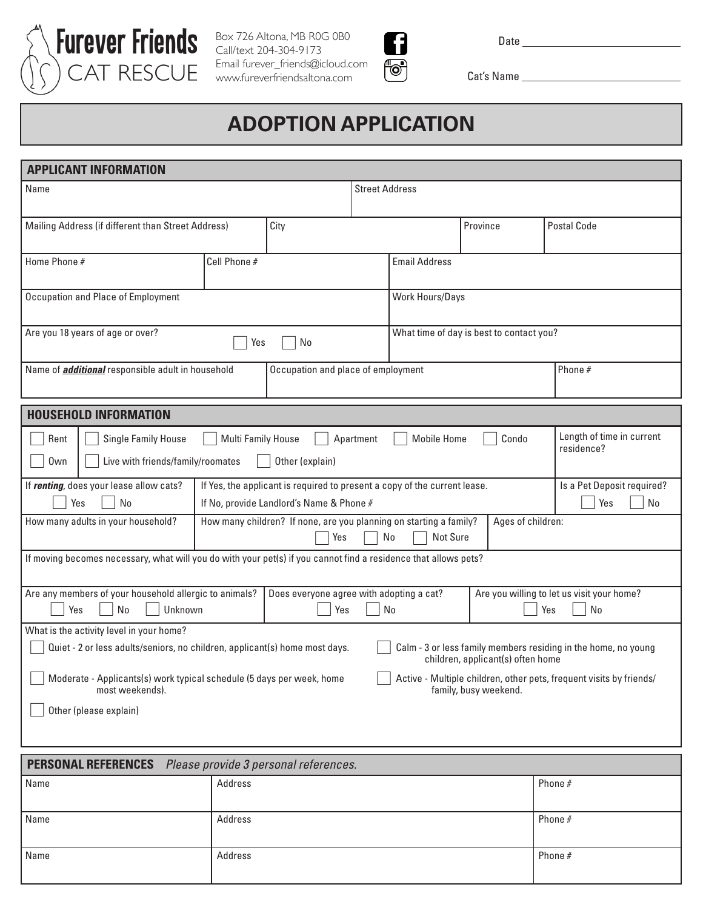**Furever Friends CAT RESCUE**

Box 726 Altona, MB R0G 0B0
Call/text 204-304-9173
Email furever_friends@icloud.com
www.fureverfriendsaltona.com

Date ____________________

Cat's Name ____________________

# ADOPTION APPLICATION

## APPLICANT INFORMATION

| | | | |
|---|---|---|---|
| Name | | Street Address | |
| Mailing Address (if different than Street Address) | City | Province | Postal Code |
| Home Phone # | Cell Phone # | Email Address | |
| Occupation and Place of Employment | | Work Hours/Days | |
| Are you 18 years of age or over? ☐ Yes ☐ No | | What time of day is best to contact you? | |
| Name of ***additional*** responsible adult in household | Occupation and place of employment | | Phone # |

## HOUSEHOLD INFORMATION

| | | |
|---|---|---|
| ☐ Rent ☐ Own | ☐ Single Family House ☐ Multi Family House ☐ Apartment ☐ Mobile Home ☐ Condo ☐ Live with friends/family/roomates ☐ Other (explain) | Length of time in current residence? |
| If ***renting***, does your lease allow cats? ☐ Yes ☐ No | If Yes, the applicant is required to present a copy of the current lease. If No, provide Landlord's Name & Phone # | Is a Pet Deposit required? ☐ Yes ☐ No |
| How many adults in your household? | How many children? If none, are you planning on starting a family? ☐ Yes ☐ No ☐ Not Sure | Ages of children: |

If moving becomes necessary, what will you do with your pet(s) if you cannot find a residence that allows pets?

| | | |
|---|---|---|
| Are any members of your household allergic to animals? ☐ Yes ☐ No ☐ Unknown | Does everyone agree with adopting a cat? ☐ Yes ☐ No | Are you willing to let us visit your home? ☐ Yes ☐ No |

What is the activity level in your home?

- ☐ Quiet - 2 or less adults/seniors, no children, applicant(s) home most days.
- ☐ Calm - 3 or less family members residing in the home, no young children, applicant(s) often home
- ☐ Moderate - Applicants(s) work typical schedule (5 days per week, home most weekends).
- ☐ Active - Multiple children, other pets, frequent visits by friends/family, busy weekend.
- ☐ Other (please explain)

## PERSONAL REFERENCES *Please provide 3 personal references.*

| Name | Address | Phone # |
|---|---|---|
| Name | Address | Phone # |
| Name | Address | Phone # |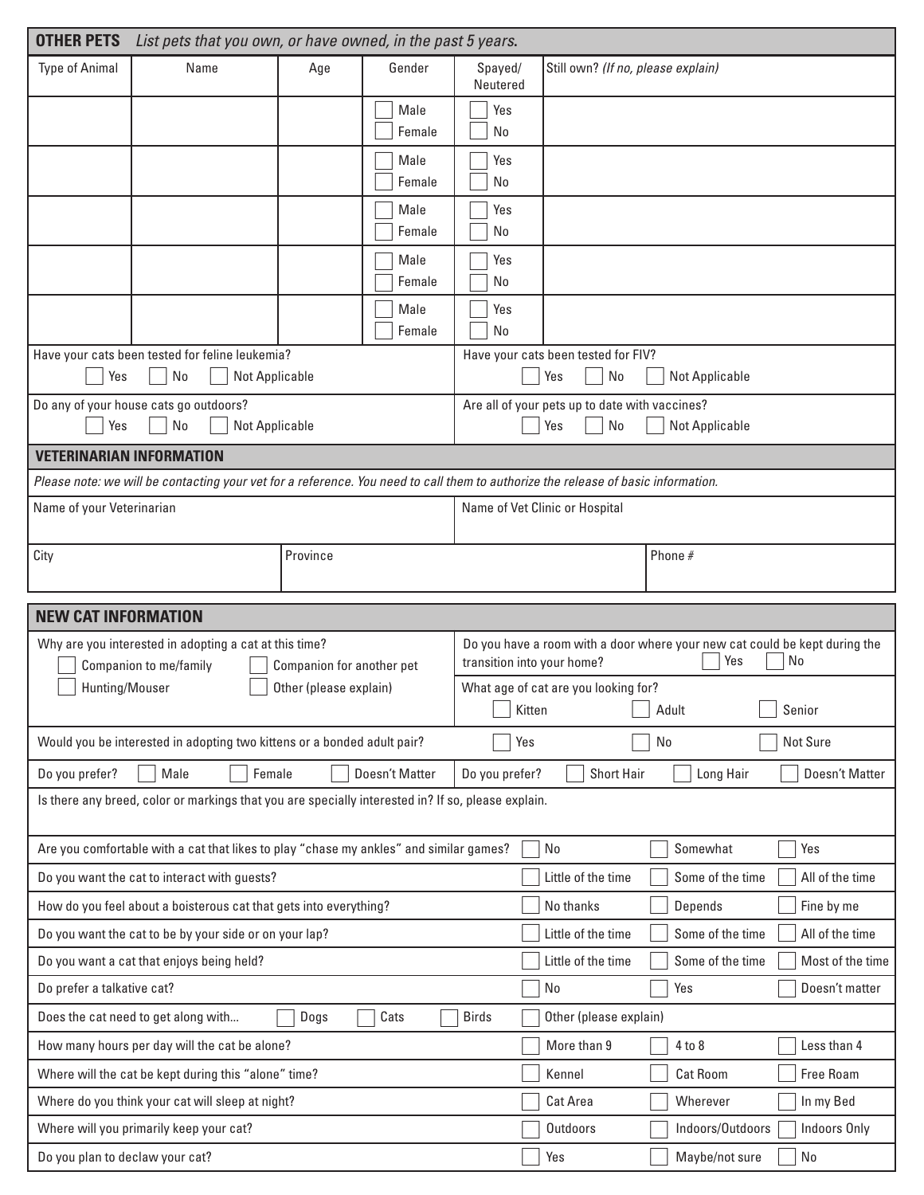## OTHER PETS *List pets that you own, or have owned, in the past 5 years.*

| Type of Animal | Name | Age | Gender | Spayed/ Neutered | Still own? *(If no, please explain)* |
|---|---|---|---|---|---|
| | | | ☐ Male ☐ Female | ☐ Yes ☐ No | |
| | | | ☐ Male ☐ Female | ☐ Yes ☐ No | |
| | | | ☐ Male ☐ Female | ☐ Yes ☐ No | |
| | | | ☐ Male ☐ Female | ☐ Yes ☐ No | |
| | | | ☐ Male ☐ Female | ☐ Yes ☐ No | |

Have your cats been tested for feline leukemia? ☐ Yes ☐ No ☐ Not Applicable

Have your cats been tested for FIV? ☐ Yes ☐ No ☐ Not Applicable

Do any of your house cats go outdoors? ☐ Yes ☐ No ☐ Not Applicable

Are all of your pets up to date with vaccines? ☐ Yes ☐ No ☐ Not Applicable

## VETERINARIAN INFORMATION

*Please note: we will be contacting your vet for a reference. You need to call them to authorize the release of basic information.*

| Name of your Veterinarian | Name of Vet Clinic or Hospital | |
|---|---|---|
| | | |
| **City** | **Province** | **Phone #** |
| | | |

## NEW CAT INFORMATION

Why are you interested in adopting a cat at this time?
☐ Companion to me/family ☐ Companion for another pet
☐ Hunting/Mouser ☐ Other (please explain)

Do you have a room with a door where your new cat could be kept during the transition into your home? ☐ Yes ☐ No

What age of cat are you looking for? ☐ Kitten ☐ Adult ☐ Senior

Would you be interested in adopting two kittens or a bonded adult pair? ☐ Yes ☐ No ☐ Not Sure

Do you prefer? ☐ Male ☐ Female ☐ Doesn't Matter

Do you prefer? ☐ Short Hair ☐ Long Hair ☐ Doesn't Matter

Is there any breed, color or markings that you are specially interested in? If so, please explain.

| Question | | | |
|---|---|---|---|
| Are you comfortable with a cat that likes to play "chase my ankles" and similar games? | ☐ No | ☐ Somewhat | ☐ Yes |
| Do you want the cat to interact with guests? | ☐ Little of the time | ☐ Some of the time | ☐ All of the time |
| How do you feel about a boisterous cat that gets into everything? | ☐ No thanks | ☐ Depends | ☐ Fine by me |
| Do you want the cat to be by your side or on your lap? | ☐ Little of the time | ☐ Some of the time | ☐ All of the time |
| Do you want a cat that enjoys being held? | ☐ Little of the time | ☐ Some of the time | ☐ Most of the time |
| Do prefer a talkative cat? | ☐ No | ☐ Yes | ☐ Doesn't matter |

Does the cat need to get along with... ☐ Dogs ☐ Cats ☐ Birds ☐ Other (please explain)

| Question | | | |
|---|---|---|---|
| How many hours per day will the cat be alone? | ☐ More than 9 | ☐ 4 to 8 | ☐ Less than 4 |
| Where will the cat be kept during this "alone" time? | ☐ Kennel | ☐ Cat Room | ☐ Free Roam |
| Where do you think your cat will sleep at night? | ☐ Cat Area | ☐ Wherever | ☐ In my Bed |
| Where will you primarily keep your cat? | ☐ Outdoors | ☐ Indoors/Outdoors | ☐ Indoors Only |
| Do you plan to declaw your cat? | ☐ Yes | ☐ Maybe/not sure | ☐ No |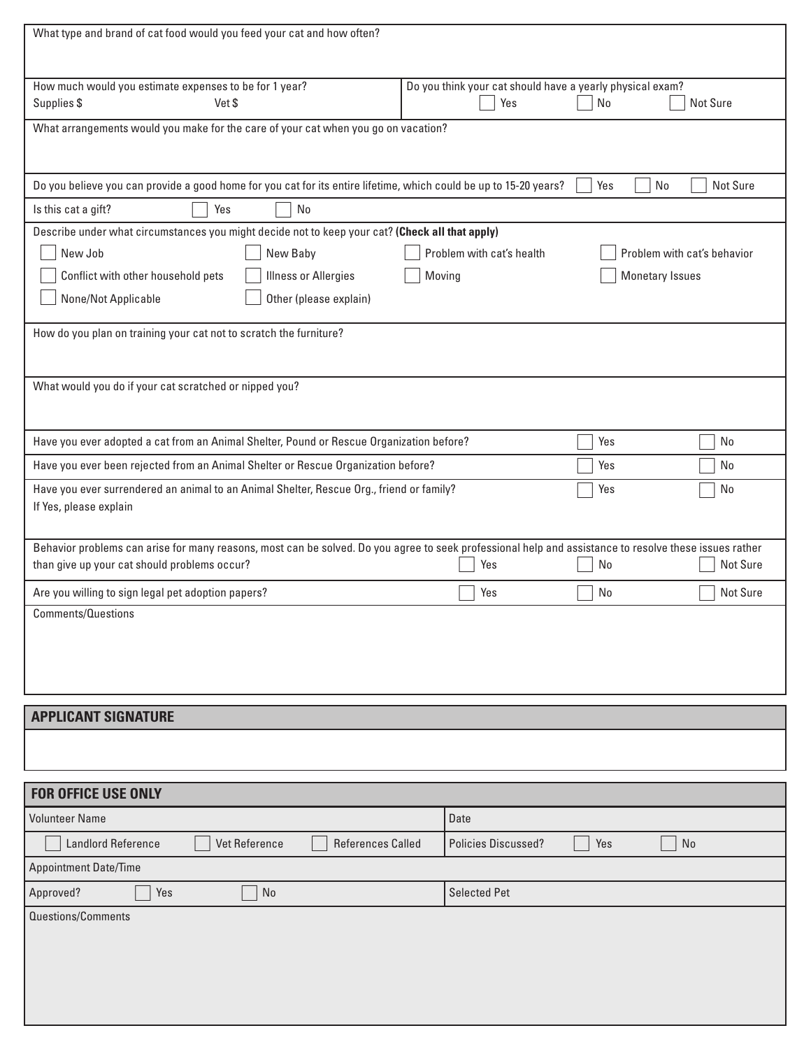What type and brand of cat food would you feed your cat and how often?

| | |
|---|---|
| How much would you estimate expenses to be for 1 year?<br>Supplies $ Vet $ | Do you think your cat should have a yearly physical exam?<br>☐ Yes ☐ No ☐ Not Sure |

What arrangements would you make for the care of your cat when you go on vacation?

Do you believe you can provide a good home for you cat for its entire lifetime, which could be up to 15-20 years? ☐ Yes ☐ No ☐ Not Sure

Is this cat a gift? ☐ Yes ☐ No

Describe under what circumstances you might decide not to keep your cat? **(Check all that apply)**

| | | | |
|---|---|---|---|
| ☐ New Job | ☐ New Baby | ☐ Problem with cat's health | ☐ Problem with cat's behavior |
| ☐ Conflict with other household pets | ☐ Illness or Allergies | ☐ Moving | ☐ Monetary Issues |
| ☐ None/Not Applicable | ☐ Other (please explain) | | |

How do you plan on training your cat not to scratch the furniture?

What would you do if your cat scratched or nipped you?

| | | |
|---|---|---|
| Have you ever adopted a cat from an Animal Shelter, Pound or Rescue Organization before? | ☐ Yes | ☐ No |
| Have you ever been rejected from an Animal Shelter or Rescue Organization before? | ☐ Yes | ☐ No |
| Have you ever surrendered an animal to an Animal Shelter, Rescue Org., friend or family?<br>If Yes, please explain | ☐ Yes | ☐ No |

Behavior problems can arise for many reasons, most can be solved. Do you agree to seek professional help and assistance to resolve these issues rather than give up your cat should problems occur? ☐ Yes ☐ No ☐ Not Sure

Are you willing to sign legal pet adoption papers? ☐ Yes ☐ No ☐ Not Sure

Comments/Questions

## APPLICANT SIGNATURE

## FOR OFFICE USE ONLY

| | |
|---|---|
| Volunteer Name | Date |
| ☐ Landlord Reference ☐ Vet Reference ☐ References Called | Policies Discussed? ☐ Yes ☐ No |
| Appointment Date/Time | |
| Approved? ☐ Yes ☐ No | Selected Pet |

Questions/Comments